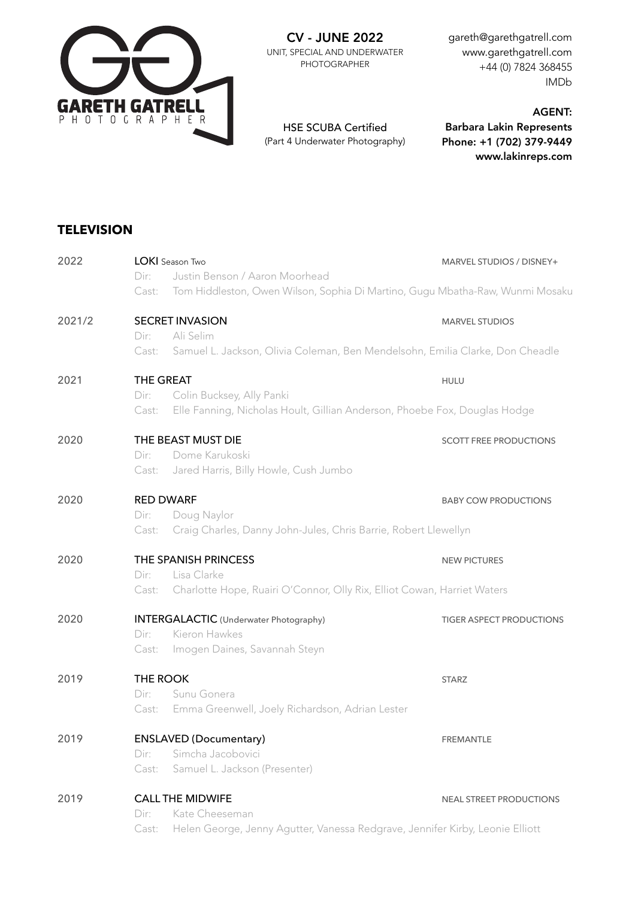GARETH GATRELL
PHOTOGRAPHER

**CV - JUNE 2022**
UNIT, SPECIAL AND UNDERWATER PHOTOGRAPHER

HSE SCUBA Certified
(Part 4 Underwater Photography)

gareth@garethgatrell.com
www.garethgatrell.com
+44 (0) 7824 368455
IMDb

**AGENT:**
**Barbara Lakin Represents**
**Phone: +1 (702) 379-9449**
**www.lakinreps.com**

## TELEVISION

2022 — **LOKI** Season Two — MARVEL STUDIOS / DISNEY+
Dir: Justin Benson / Aaron Moorhead
Cast: Tom Hiddleston, Owen Wilson, Sophia Di Martino, Gugu Mbatha-Raw, Wunmi Mosaku

2021/2 — **SECRET INVASION** — MARVEL STUDIOS
Dir: Ali Selim
Cast: Samuel L. Jackson, Olivia Coleman, Ben Mendelsohn, Emilia Clarke, Don Cheadle

2021 — **THE GREAT** — HULU
Dir: Colin Bucksey, Ally Panki
Cast: Elle Fanning, Nicholas Hoult, Gillian Anderson, Phoebe Fox, Douglas Hodge

2020 — **THE BEAST MUST DIE** — SCOTT FREE PRODUCTIONS
Dir: Dome Karukoski
Cast: Jared Harris, Billy Howle, Cush Jumbo

2020 — **RED DWARF** — BABY COW PRODUCTIONS
Dir: Doug Naylor
Cast: Craig Charles, Danny John-Jules, Chris Barrie, Robert Llewellyn

2020 — **THE SPANISH PRINCESS** — NEW PICTURES
Dir: Lisa Clarke
Cast: Charlotte Hope, Ruairi O'Connor, Olly Rix, Elliot Cowan, Harriet Waters

2020 — **INTERGALACTIC** (Underwater Photography) — TIGER ASPECT PRODUCTIONS
Dir: Kieron Hawkes
Cast: Imogen Daines, Savannah Steyn

2019 — **THE ROOK** — STARZ
Dir: Sunu Gonera
Cast: Emma Greenwell, Joely Richardson, Adrian Lester

2019 — **ENSLAVED (Documentary)** — FREMANTLE
Dir: Simcha Jacobovici
Cast: Samuel L. Jackson (Presenter)

2019 — **CALL THE MIDWIFE** — NEAL STREET PRODUCTIONS
Dir: Kate Cheeseman
Cast: Helen George, Jenny Agutter, Vanessa Redgrave, Jennifer Kirby, Leonie Elliott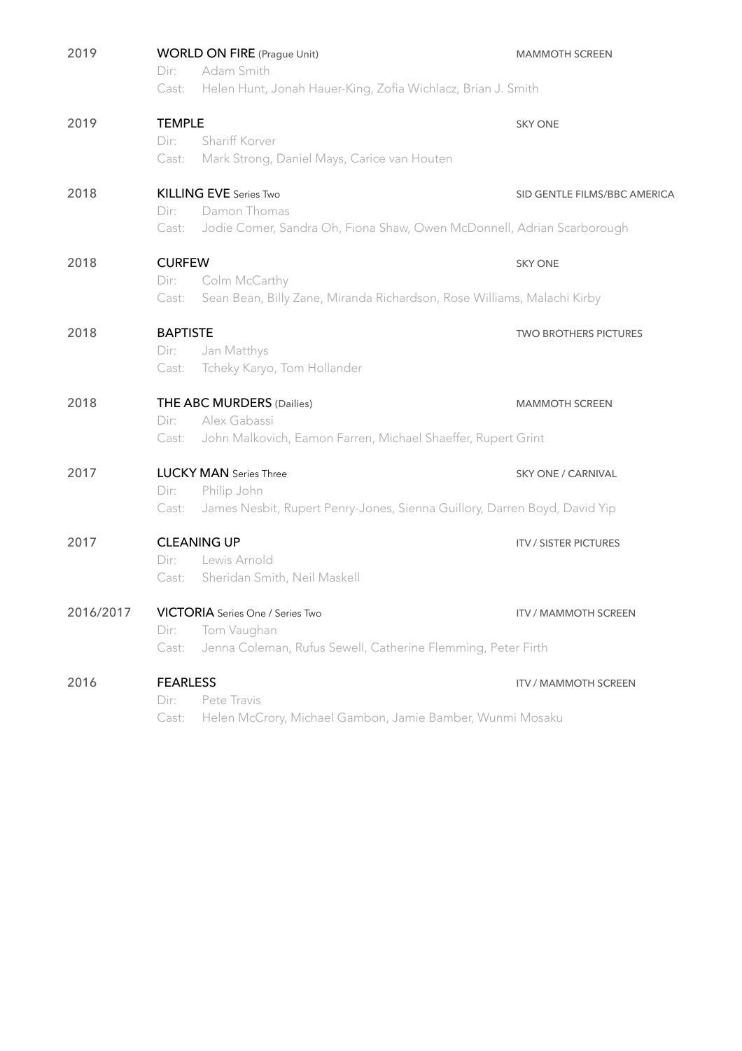2019 **WORLD ON FIRE** (Prague Unit) MAMMOTH SCREEN
Dir: Adam Smith
Cast: Helen Hunt, Jonah Hauer-King, Zofia Wichlacz, Brian J. Smith

2019 **TEMPLE** SKY ONE
Dir: Shariff Korver
Cast: Mark Strong, Daniel Mays, Carice van Houten

2018 **KILLING EVE** Series Two SID GENTLE FILMS/BBC AMERICA
Dir: Damon Thomas
Cast: Jodie Comer, Sandra Oh, Fiona Shaw, Owen McDonnell, Adrian Scarborough

2018 **CURFEW** SKY ONE
Dir: Colm McCarthy
Cast: Sean Bean, Billy Zane, Miranda Richardson, Rose Williams, Malachi Kirby

2018 **BAPTISTE** TWO BROTHERS PICTURES
Dir: Jan Matthys
Cast: Tcheky Karyo, Tom Hollander

2018 **THE ABC MURDERS** (Dailies) MAMMOTH SCREEN
Dir: Alex Gabassi
Cast: John Malkovich, Eamon Farren, Michael Shaeffer, Rupert Grint

2017 **LUCKY MAN** Series Three SKY ONE / CARNIVAL
Dir: Philip John
Cast: James Nesbit, Rupert Penry-Jones, Sienna Guillory, Darren Boyd, David Yip

2017 **CLEANING UP** ITV / SISTER PICTURES
Dir: Lewis Arnold
Cast: Sheridan Smith, Neil Maskell

2016/2017 **VICTORIA** Series One / Series Two ITV / MAMMOTH SCREEN
Dir: Tom Vaughan
Cast: Jenna Coleman, Rufus Sewell, Catherine Flemming, Peter Firth

2016 **FEARLESS** ITV / MAMMOTH SCREEN
Dir: Pete Travis
Cast: Helen McCrory, Michael Gambon, Jamie Bamber, Wunmi Mosaku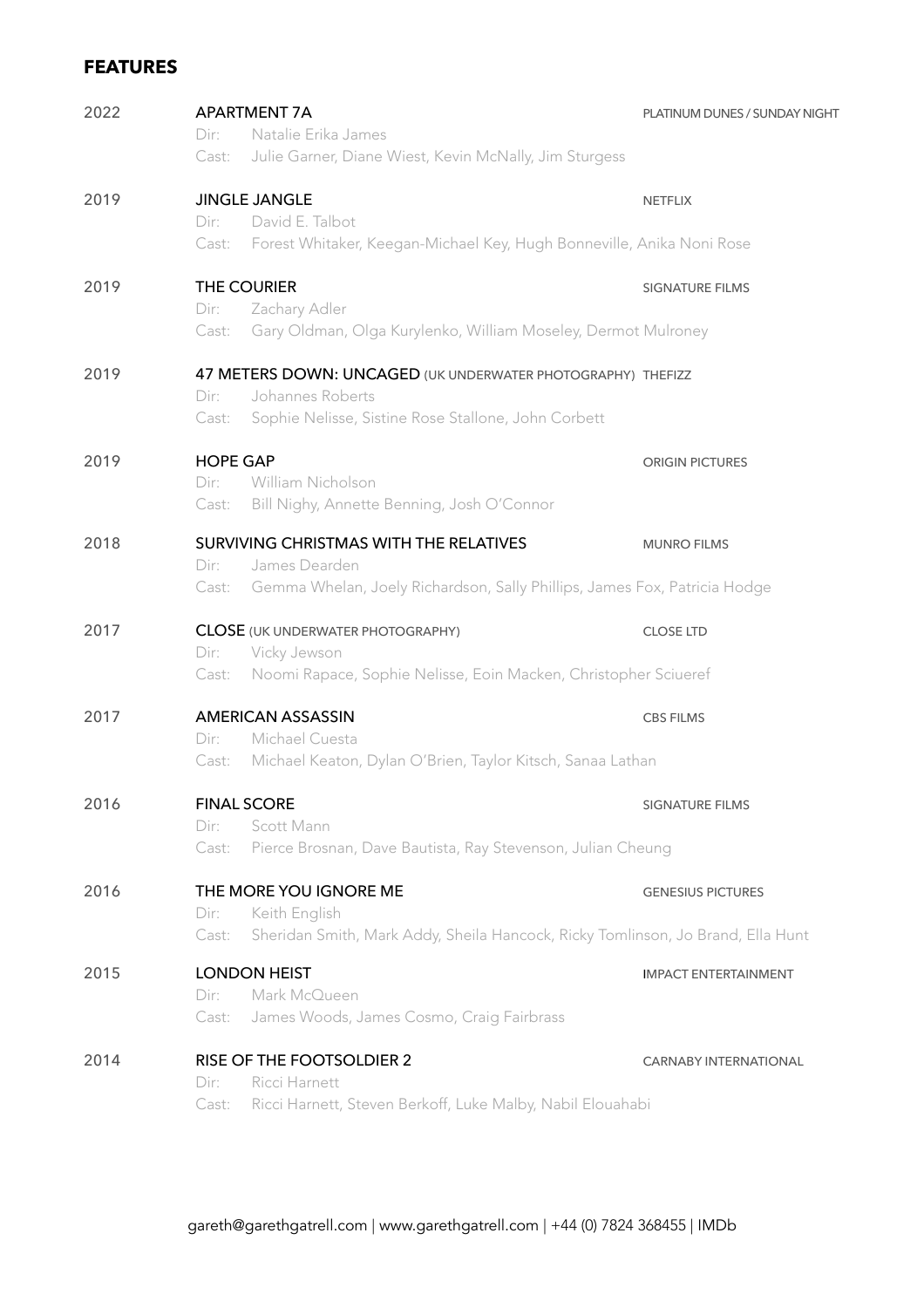## FEATURES

2022 **APARTMENT 7A** — PLATINUM DUNES / SUNDAY NIGHT
Dir: Natalie Erika James
Cast: Julie Garner, Diane Wiest, Kevin McNally, Jim Sturgess

2019 **JINGLE JANGLE** — NETFLIX
Dir: David E. Talbot
Cast: Forest Whitaker, Keegan-Michael Key, Hugh Bonneville, Anika Noni Rose

2019 **THE COURIER** — SIGNATURE FILMS
Dir: Zachary Adler
Cast: Gary Oldman, Olga Kurylenko, William Moseley, Dermot Mulroney

2019 **47 METERS DOWN: UNCAGED** (UK UNDERWATER PHOTOGRAPHY) — THEFIZZ
Dir: Johannes Roberts
Cast: Sophie Nelisse, Sistine Rose Stallone, John Corbett

2019 **HOPE GAP** — ORIGIN PICTURES
Dir: William Nicholson
Cast: Bill Nighy, Annette Benning, Josh O'Connor

2018 **SURVIVING CHRISTMAS WITH THE RELATIVES** — MUNRO FILMS
Dir: James Dearden
Cast: Gemma Whelan, Joely Richardson, Sally Phillips, James Fox, Patricia Hodge

2017 **CLOSE** (UK UNDERWATER PHOTOGRAPHY) — CLOSE LTD
Dir: Vicky Jewson
Cast: Noomi Rapace, Sophie Nelisse, Eoin Macken, Christopher Sciueref

2017 **AMERICAN ASSASSIN** — CBS FILMS
Dir: Michael Cuesta
Cast: Michael Keaton, Dylan O'Brien, Taylor Kitsch, Sanaa Lathan

2016 **FINAL SCORE** — SIGNATURE FILMS
Dir: Scott Mann
Cast: Pierce Brosnan, Dave Bautista, Ray Stevenson, Julian Cheung

2016 **THE MORE YOU IGNORE ME** — GENESIUS PICTURES
Dir: Keith English
Cast: Sheridan Smith, Mark Addy, Sheila Hancock, Ricky Tomlinson, Jo Brand, Ella Hunt

2015 **LONDON HEIST** — IMPACT ENTERTAINMENT
Dir: Mark McQueen
Cast: James Woods, James Cosmo, Craig Fairbrass

2014 **RISE OF THE FOOTSOLDIER 2** — CARNABY INTERNATIONAL
Dir: Ricci Harnett
Cast: Ricci Harnett, Steven Berkoff, Luke Malby, Nabil Elouahabi

gareth@garethgatrell.com | www.garethgatrell.com | +44 (0) 7824 368455 | IMDb